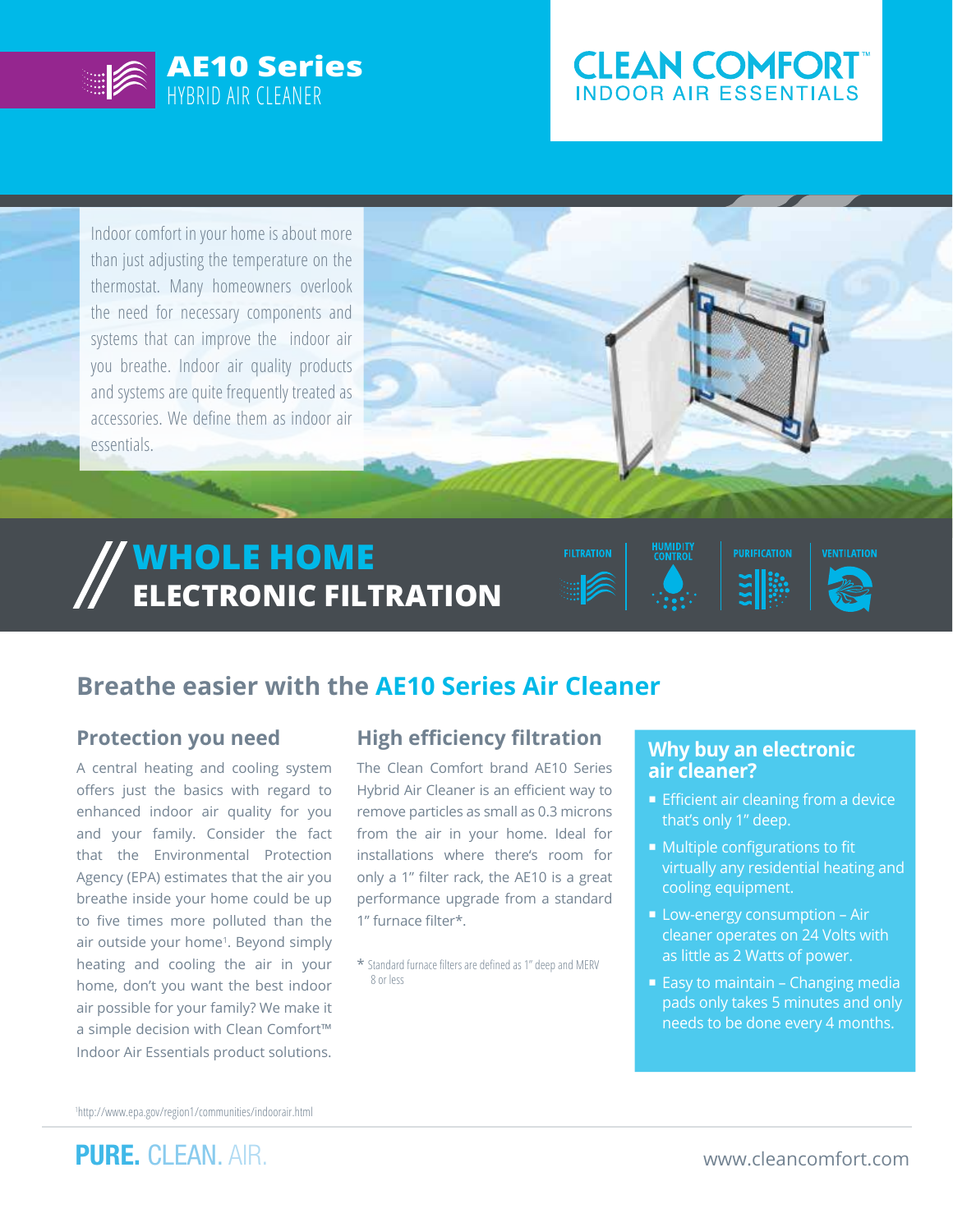# AE10 Series
HYBRID AIR CLEANER

CLEAN COMFORT™
INDOOR AIR ESSENTIALS

Indoor comfort in your home is about more than just adjusting the temperature on the thermostat. Many homeowners overlook the need for necessary components and systems that can improve the indoor air you breathe. Indoor air quality products and systems are quite frequently treated as accessories. We define them as indoor air essentials.

## WHOLE HOME ELECTRONIC FILTRATION

FILTRATION | HUMIDITY CONTROL | PURIFICATION | VENTILATION

## Breathe easier with the AE10 Series Air Cleaner

### Protection you need

A central heating and cooling system offers just the basics with regard to enhanced indoor air quality for you and your family. Consider the fact that the Environmental Protection Agency (EPA) estimates that the air you breathe inside your home could be up to five times more polluted than the air outside your home[1]. Beyond simply heating and cooling the air in your home, don't you want the best indoor air possible for your family? We make it a simple decision with Clean Comfort™ Indoor Air Essentials product solutions.

### High efficiency filtration

The Clean Comfort brand AE10 Series Hybrid Air Cleaner is an efficient way to remove particles as small as 0.3 microns from the air in your home. Ideal for installations where there's room for only a 1" filter rack, the AE10 is a great performance upgrade from a standard 1" furnace filter*.

\* Standard furnace filters are defined as 1" deep and MERV 8 or less

### Why buy an electronic air cleaner?

- Efficient air cleaning from a device that's only 1" deep.
- Multiple configurations to fit virtually any residential heating and cooling equipment.
- Low-energy consumption – Air cleaner operates on 24 Volts with as little as 2 Watts of power.
- Easy to maintain – Changing media pads only takes 5 minutes and only needs to be done every 4 months.

[1]http://www.epa.gov/region1/communities/indoorair.html

PURE. CLEAN. AIR.

www.cleancomfort.com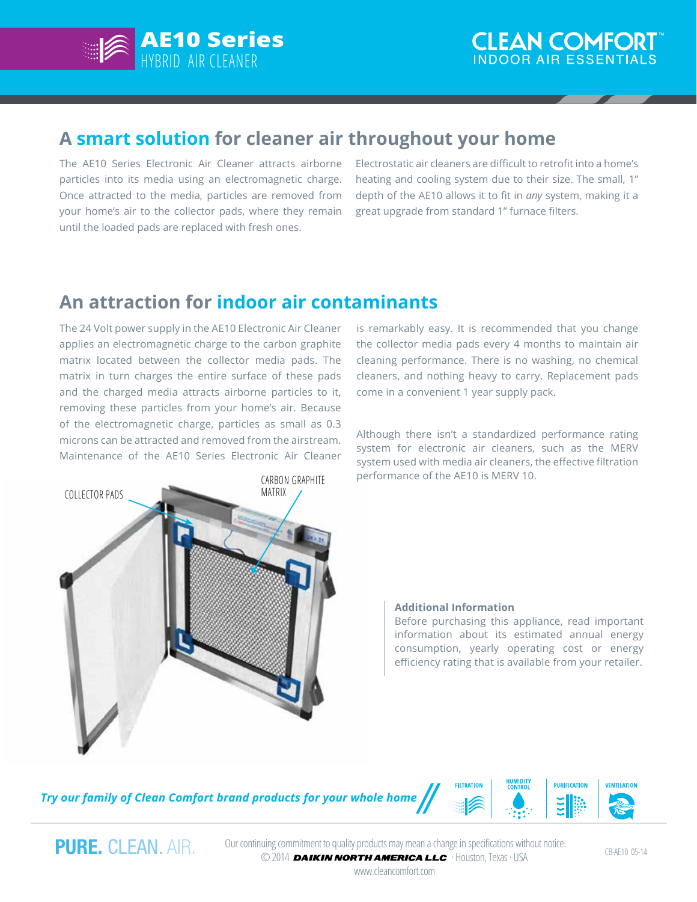# AE10 Series
HYBRID AIR CLEANER

CLEAN COMFORT™
INDOOR AIR ESSENTIALS

## A smart solution for cleaner air throughout your home

The AE10 Series Electronic Air Cleaner attracts airborne particles into its media using an electromagnetic charge. Once attracted to the media, particles are removed from your home's air to the collector pads, where they remain until the loaded pads are replaced with fresh ones.

Electrostatic air cleaners are difficult to retrofit into a home's heating and cooling system due to their size. The small, 1" depth of the AE10 allows it to fit in *any* system, making it a great upgrade from standard 1" furnace filters.

## An attraction for indoor air contaminants

The 24 Volt power supply in the AE10 Electronic Air Cleaner applies an electromagnetic charge to the carbon graphite matrix located between the collector media pads. The matrix in turn charges the entire surface of these pads and the charged media attracts airborne particles to it, removing these particles from your home's air. Because of the electromagnetic charge, particles as small as 0.3 microns can be attracted and removed from the airstream. Maintenance of the AE10 Series Electronic Air Cleaner is remarkably easy. It is recommended that you change the collector media pads every 4 months to maintain air cleaning performance. There is no washing, no chemical cleaners, and nothing heavy to carry. Replacement pads come in a convenient 1 year supply pack.

Although there isn't a standardized performance rating system for electronic air cleaners, such as the MERV system used with media air cleaners, the effective filtration performance of the AE10 is MERV 10.

COLLECTOR PADS

CARBON GRAPHITE MATRIX

**Additional Information**
Before purchasing this appliance, read important information about its estimated annual energy consumption, yearly operating cost or energy efficiency rating that is available from your retailer.

***Try our family of Clean Comfort brand products for your whole home***

FILTRATION | HUMIDITY CONTROL | PURIFICATION | VENTILATION

**PURE.** CLEAN. AIR.

Our continuing commitment to quality products may mean a change in specifications without notice.
© 2014 **DAIKIN NORTH AMERICA LLC** · Houston, Texas · USA
www.cleancomfort.com

CB-AE10 05-14